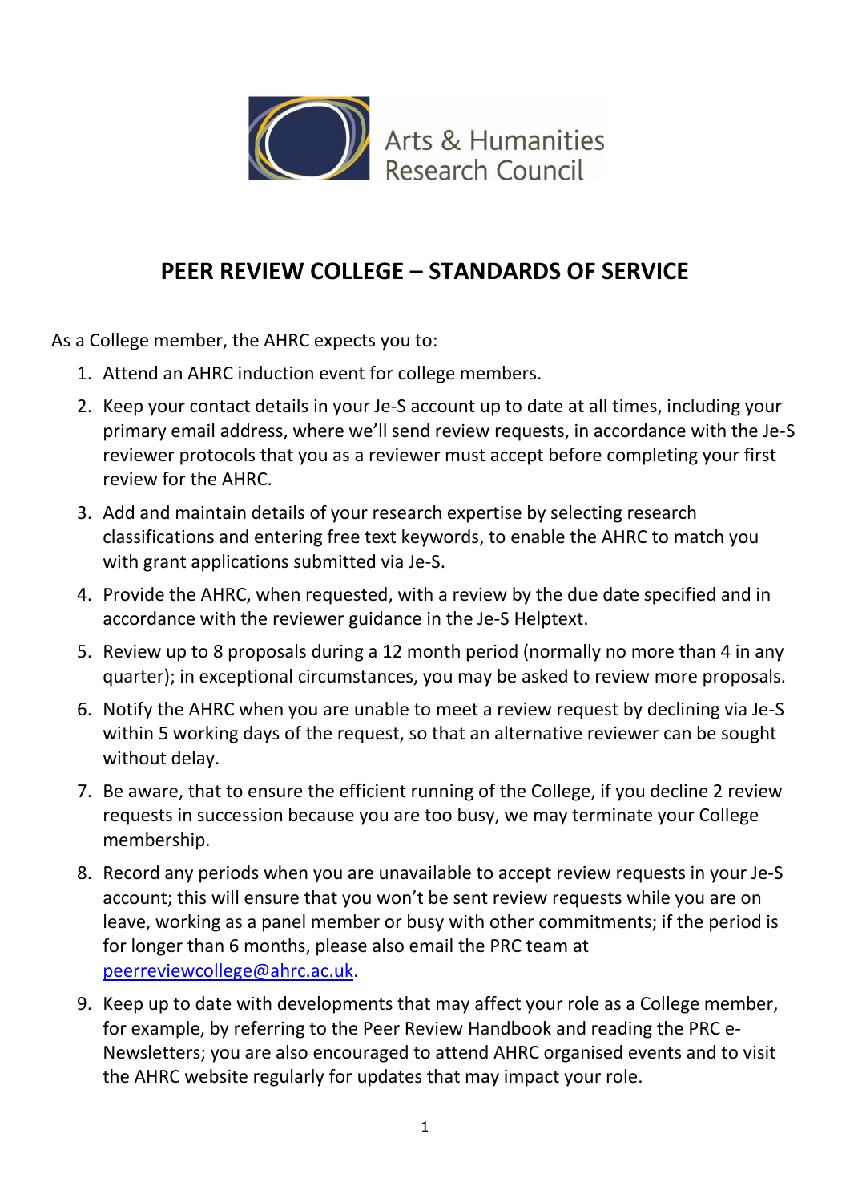Arts & Humanities Research Council

# PEER REVIEW COLLEGE – STANDARDS OF SERVICE

As a College member, the AHRC expects you to:

1. Attend an AHRC induction event for college members.
2. Keep your contact details in your Je-S account up to date at all times, including your primary email address, where we'll send review requests, in accordance with the Je-S reviewer protocols that you as a reviewer must accept before completing your first review for the AHRC.
3. Add and maintain details of your research expertise by selecting research classifications and entering free text keywords, to enable the AHRC to match you with grant applications submitted via Je-S.
4. Provide the AHRC, when requested, with a review by the due date specified and in accordance with the reviewer guidance in the Je-S Helptext.
5. Review up to 8 proposals during a 12 month period (normally no more than 4 in any quarter); in exceptional circumstances, you may be asked to review more proposals.
6. Notify the AHRC when you are unable to meet a review request by declining via Je-S within 5 working days of the request, so that an alternative reviewer can be sought without delay.
7. Be aware, that to ensure the efficient running of the College, if you decline 2 review requests in succession because you are too busy, we may terminate your College membership.
8. Record any periods when you are unavailable to accept review requests in your Je-S account; this will ensure that you won't be sent review requests while you are on leave, working as a panel member or busy with other commitments; if the period is for longer than 6 months, please also email the PRC team at [peerreviewcollege@ahrc.ac.uk](mailto:peerreviewcollege@ahrc.ac.uk).
9. Keep up to date with developments that may affect your role as a College member, for example, by referring to the Peer Review Handbook and reading the PRC e-Newsletters; you are also encouraged to attend AHRC organised events and to visit the AHRC website regularly for updates that may impact your role.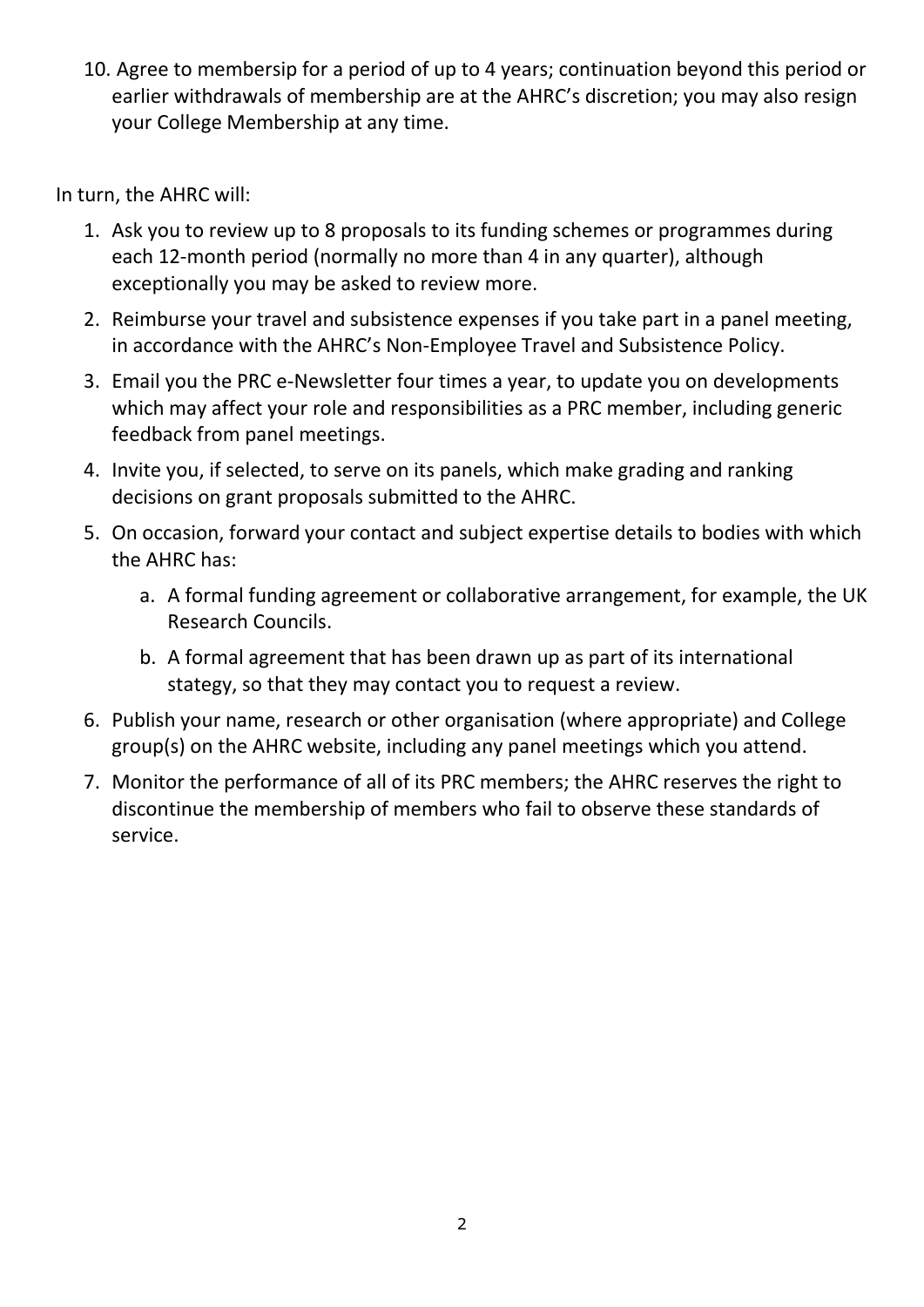10. Agree to membersip for a period of up to 4 years; continuation beyond this period or earlier withdrawals of membership are at the AHRC's discretion; you may also resign your College Membership at any time.

In turn, the AHRC will:

1. Ask you to review up to 8 proposals to its funding schemes or programmes during each 12-month period (normally no more than 4 in any quarter), although exceptionally you may be asked to review more.
2. Reimburse your travel and subsistence expenses if you take part in a panel meeting, in accordance with the AHRC's Non-Employee Travel and Subsistence Policy.
3. Email you the PRC e-Newsletter four times a year, to update you on developments which may affect your role and responsibilities as a PRC member, including generic feedback from panel meetings.
4. Invite you, if selected, to serve on its panels, which make grading and ranking decisions on grant proposals submitted to the AHRC.
5. On occasion, forward your contact and subject expertise details to bodies with which the AHRC has:
   a. A formal funding agreement or collaborative arrangement, for example, the UK Research Councils.
   b. A formal agreement that has been drawn up as part of its international stategy, so that they may contact you to request a review.
6. Publish your name, research or other organisation (where appropriate) and College group(s) on the AHRC website, including any panel meetings which you attend.
7. Monitor the performance of all of its PRC members; the AHRC reserves the right to discontinue the membership of members who fail to observe these standards of service.